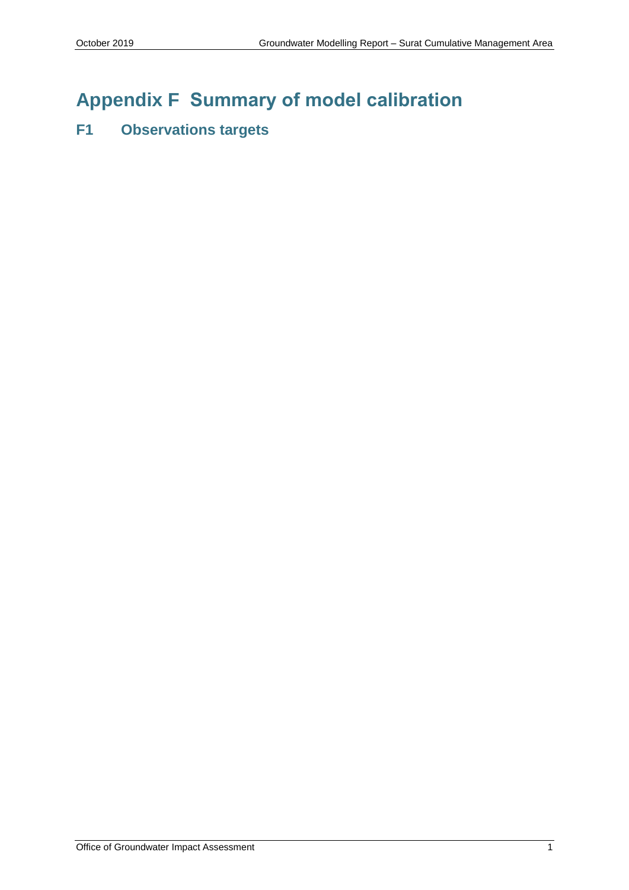# Appendix F Summary of model calibration

## F1 Observations targets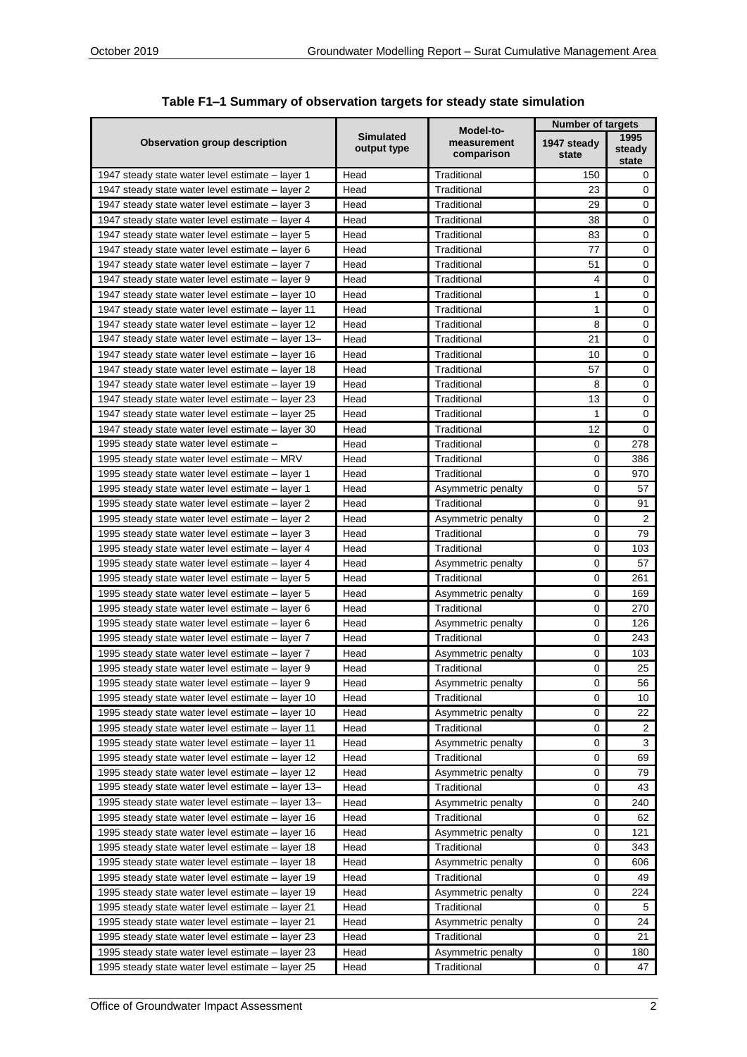**Table F1–1 Summary of observation targets for steady state simulation**

| Observation group description | Simulated output type | Model-to-measurement comparison | Number of targets | |
|---|---|---|---|---|
| | | | 1947 steady state | 1995 steady state |
| 1947 steady state water level estimate – layer 1 | Head | Traditional | 150 | 0 |
| 1947 steady state water level estimate – layer 2 | Head | Traditional | 23 | 0 |
| 1947 steady state water level estimate – layer 3 | Head | Traditional | 29 | 0 |
| 1947 steady state water level estimate – layer 4 | Head | Traditional | 38 | 0 |
| 1947 steady state water level estimate – layer 5 | Head | Traditional | 83 | 0 |
| 1947 steady state water level estimate – layer 6 | Head | Traditional | 77 | 0 |
| 1947 steady state water level estimate – layer 7 | Head | Traditional | 51 | 0 |
| 1947 steady state water level estimate – layer 9 | Head | Traditional | 4 | 0 |
| 1947 steady state water level estimate – layer 10 | Head | Traditional | 1 | 0 |
| 1947 steady state water level estimate – layer 11 | Head | Traditional | 1 | 0 |
| 1947 steady state water level estimate – layer 12 | Head | Traditional | 8 | 0 |
| 1947 steady state water level estimate – layer 13– | Head | Traditional | 21 | 0 |
| 1947 steady state water level estimate – layer 16 | Head | Traditional | 10 | 0 |
| 1947 steady state water level estimate – layer 18 | Head | Traditional | 57 | 0 |
| 1947 steady state water level estimate – layer 19 | Head | Traditional | 8 | 0 |
| 1947 steady state water level estimate – layer 23 | Head | Traditional | 13 | 0 |
| 1947 steady state water level estimate – layer 25 | Head | Traditional | 1 | 0 |
| 1947 steady state water level estimate – layer 30 | Head | Traditional | 12 | 0 |
| 1995 steady state water level estimate – | Head | Traditional | 0 | 278 |
| 1995 steady state water level estimate – MRV | Head | Traditional | 0 | 386 |
| 1995 steady state water level estimate – layer 1 | Head | Traditional | 0 | 970 |
| 1995 steady state water level estimate – layer 1 | Head | Asymmetric penalty | 0 | 57 |
| 1995 steady state water level estimate – layer 2 | Head | Traditional | 0 | 91 |
| 1995 steady state water level estimate – layer 2 | Head | Asymmetric penalty | 0 | 2 |
| 1995 steady state water level estimate – layer 3 | Head | Traditional | 0 | 79 |
| 1995 steady state water level estimate – layer 4 | Head | Traditional | 0 | 103 |
| 1995 steady state water level estimate – layer 4 | Head | Asymmetric penalty | 0 | 57 |
| 1995 steady state water level estimate – layer 5 | Head | Traditional | 0 | 261 |
| 1995 steady state water level estimate – layer 5 | Head | Asymmetric penalty | 0 | 169 |
| 1995 steady state water level estimate – layer 6 | Head | Traditional | 0 | 270 |
| 1995 steady state water level estimate – layer 6 | Head | Asymmetric penalty | 0 | 126 |
| 1995 steady state water level estimate – layer 7 | Head | Traditional | 0 | 243 |
| 1995 steady state water level estimate – layer 7 | Head | Asymmetric penalty | 0 | 103 |
| 1995 steady state water level estimate – layer 9 | Head | Traditional | 0 | 25 |
| 1995 steady state water level estimate – layer 9 | Head | Asymmetric penalty | 0 | 56 |
| 1995 steady state water level estimate – layer 10 | Head | Traditional | 0 | 10 |
| 1995 steady state water level estimate – layer 10 | Head | Asymmetric penalty | 0 | 22 |
| 1995 steady state water level estimate – layer 11 | Head | Traditional | 0 | 2 |
| 1995 steady state water level estimate – layer 11 | Head | Asymmetric penalty | 0 | 3 |
| 1995 steady state water level estimate – layer 12 | Head | Traditional | 0 | 69 |
| 1995 steady state water level estimate – layer 12 | Head | Asymmetric penalty | 0 | 79 |
| 1995 steady state water level estimate – layer 13– | Head | Traditional | 0 | 43 |
| 1995 steady state water level estimate – layer 13– | Head | Asymmetric penalty | 0 | 240 |
| 1995 steady state water level estimate – layer 16 | Head | Traditional | 0 | 62 |
| 1995 steady state water level estimate – layer 16 | Head | Asymmetric penalty | 0 | 121 |
| 1995 steady state water level estimate – layer 18 | Head | Traditional | 0 | 343 |
| 1995 steady state water level estimate – layer 18 | Head | Asymmetric penalty | 0 | 606 |
| 1995 steady state water level estimate – layer 19 | Head | Traditional | 0 | 49 |
| 1995 steady state water level estimate – layer 19 | Head | Asymmetric penalty | 0 | 224 |
| 1995 steady state water level estimate – layer 21 | Head | Traditional | 0 | 5 |
| 1995 steady state water level estimate – layer 21 | Head | Asymmetric penalty | 0 | 24 |
| 1995 steady state water level estimate – layer 23 | Head | Traditional | 0 | 21 |
| 1995 steady state water level estimate – layer 23 | Head | Asymmetric penalty | 0 | 180 |
| 1995 steady state water level estimate – layer 25 | Head | Traditional | 0 | 47 |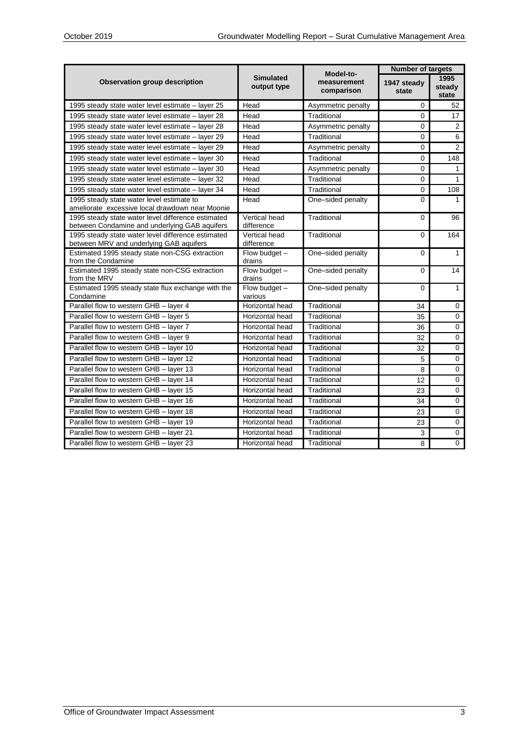| Observation group description | Simulated output type | Model-to-measurement comparison | Number of targets | |
|---|---|---|---|---|
| | | | 1947 steady state | 1995 steady state |
| 1995 steady state water level estimate – layer 25 | Head | Asymmetric penalty | 0 | 52 |
| 1995 steady state water level estimate – layer 28 | Head | Traditional | 0 | 17 |
| 1995 steady state water level estimate – layer 28 | Head | Asymmetric penalty | 0 | 2 |
| 1995 steady state water level estimate – layer 29 | Head | Traditional | 0 | 6 |
| 1995 steady state water level estimate – layer 29 | Head | Asymmetric penalty | 0 | 2 |
| 1995 steady state water level estimate – layer 30 | Head | Traditional | 0 | 148 |
| 1995 steady state water level estimate – layer 30 | Head | Asymmetric penalty | 0 | 1 |
| 1995 steady state water level estimate – layer 32 | Head | Traditional | 0 | 1 |
| 1995 steady state water level estimate – layer 34 | Head | Traditional | 0 | 108 |
| 1995 steady state water level estimate to ameliorate excessive local drawdown near Moonie | Head | One–sided penalty | 0 | 1 |
| 1995 steady state water level difference estimated between Condamine and underlying GAB aquifers | Vertical head difference | Traditional | 0 | 96 |
| 1995 steady state water level difference estimated between MRV and underlying GAB aquifers | Vertical head difference | Traditional | 0 | 164 |
| Estimated 1995 steady state non-CSG extraction from the Condamine | Flow budget – drains | One–sided penalty | 0 | 1 |
| Estimated 1995 steady state non-CSG extraction from the MRV | Flow budget – drains | One–sided penalty | 0 | 14 |
| Estimated 1995 steady state flux exchange with the Condamine | Flow budget – various | One–sided penalty | 0 | 1 |
| Parallel flow to western GHB – layer 4 | Horizontal head | Traditional | 34 | 0 |
| Parallel flow to western GHB – layer 5 | Horizontal head | Traditional | 35 | 0 |
| Parallel flow to western GHB – layer 7 | Horizontal head | Traditional | 36 | 0 |
| Parallel flow to western GHB – layer 9 | Horizontal head | Traditional | 32 | 0 |
| Parallel flow to western GHB – layer 10 | Horizontal head | Traditional | 32 | 0 |
| Parallel flow to western GHB – layer 12 | Horizontal head | Traditional | 5 | 0 |
| Parallel flow to western GHB – layer 13 | Horizontal head | Traditional | 8 | 0 |
| Parallel flow to western GHB – layer 14 | Horizontal head | Traditional | 12 | 0 |
| Parallel flow to western GHB – layer 15 | Horizontal head | Traditional | 23 | 0 |
| Parallel flow to western GHB – layer 16 | Horizontal head | Traditional | 34 | 0 |
| Parallel flow to western GHB – layer 18 | Horizontal head | Traditional | 23 | 0 |
| Parallel flow to western GHB – layer 19 | Horizontal head | Traditional | 23 | 0 |
| Parallel flow to western GHB – layer 21 | Horizontal head | Traditional | 3 | 0 |
| Parallel flow to western GHB – layer 23 | Horizontal head | Traditional | 8 | 0 |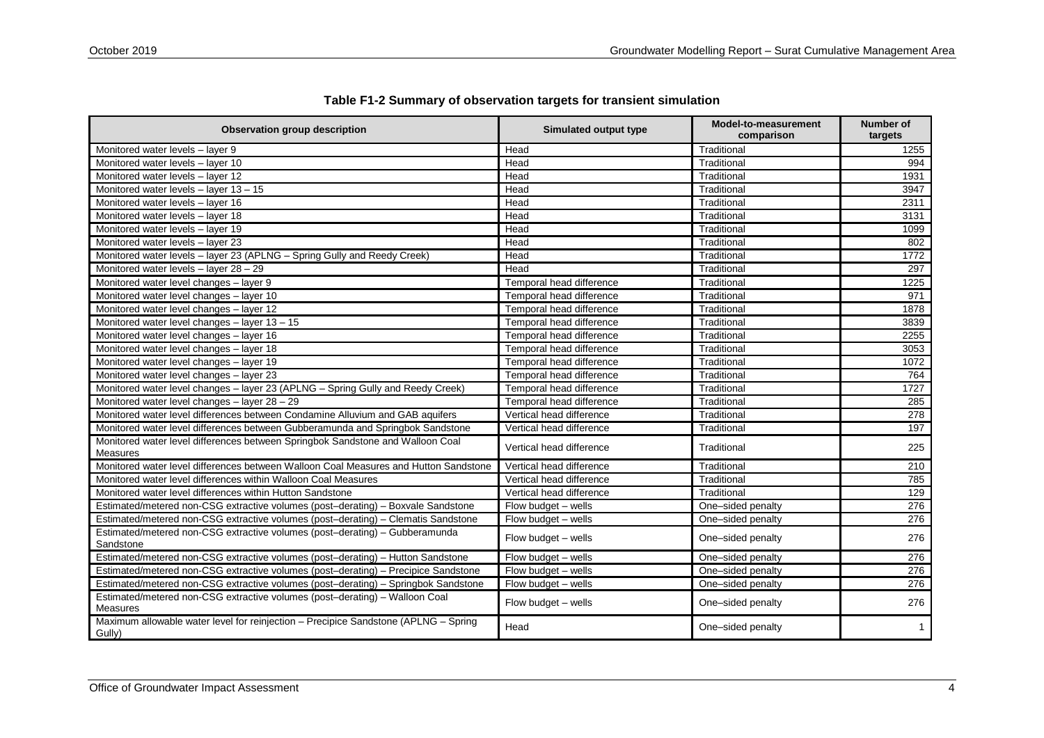**Table F1-2 Summary of observation targets for transient simulation**

| Observation group description | Simulated output type | Model-to-measurement comparison | Number of targets |
|---|---|---|---|
| Monitored water levels – layer 9 | Head | Traditional | 1255 |
| Monitored water levels – layer 10 | Head | Traditional | 994 |
| Monitored water levels – layer 12 | Head | Traditional | 1931 |
| Monitored water levels – layer 13 – 15 | Head | Traditional | 3947 |
| Monitored water levels – layer 16 | Head | Traditional | 2311 |
| Monitored water levels – layer 18 | Head | Traditional | 3131 |
| Monitored water levels – layer 19 | Head | Traditional | 1099 |
| Monitored water levels – layer 23 | Head | Traditional | 802 |
| Monitored water levels – layer 23 (APLNG – Spring Gully and Reedy Creek) | Head | Traditional | 1772 |
| Monitored water levels – layer 28 – 29 | Head | Traditional | 297 |
| Monitored water level changes – layer 9 | Temporal head difference | Traditional | 1225 |
| Monitored water level changes – layer 10 | Temporal head difference | Traditional | 971 |
| Monitored water level changes – layer 12 | Temporal head difference | Traditional | 1878 |
| Monitored water level changes – layer 13 – 15 | Temporal head difference | Traditional | 3839 |
| Monitored water level changes – layer 16 | Temporal head difference | Traditional | 2255 |
| Monitored water level changes – layer 18 | Temporal head difference | Traditional | 3053 |
| Monitored water level changes – layer 19 | Temporal head difference | Traditional | 1072 |
| Monitored water level changes – layer 23 | Temporal head difference | Traditional | 764 |
| Monitored water level changes – layer 23 (APLNG – Spring Gully and Reedy Creek) | Temporal head difference | Traditional | 1727 |
| Monitored water level changes – layer 28 – 29 | Temporal head difference | Traditional | 285 |
| Monitored water level differences between Condamine Alluvium and GAB aquifers | Vertical head difference | Traditional | 278 |
| Monitored water level differences between Gubberamunda and Springbok Sandstone | Vertical head difference | Traditional | 197 |
| Monitored water level differences between Springbok Sandstone and Walloon Coal Measures | Vertical head difference | Traditional | 225 |
| Monitored water level differences between Walloon Coal Measures and Hutton Sandstone | Vertical head difference | Traditional | 210 |
| Monitored water level differences within Walloon Coal Measures | Vertical head difference | Traditional | 785 |
| Monitored water level differences within Hutton Sandstone | Vertical head difference | Traditional | 129 |
| Estimated/metered non-CSG extractive volumes (post–derating) – Boxvale Sandstone | Flow budget – wells | One–sided penalty | 276 |
| Estimated/metered non-CSG extractive volumes (post–derating) – Clematis Sandstone | Flow budget – wells | One–sided penalty | 276 |
| Estimated/metered non-CSG extractive volumes (post–derating) – Gubberamunda Sandstone | Flow budget – wells | One–sided penalty | 276 |
| Estimated/metered non-CSG extractive volumes (post–derating) – Hutton Sandstone | Flow budget – wells | One–sided penalty | 276 |
| Estimated/metered non-CSG extractive volumes (post–derating) – Precipice Sandstone | Flow budget – wells | One–sided penalty | 276 |
| Estimated/metered non-CSG extractive volumes (post–derating) – Springbok Sandstone | Flow budget – wells | One–sided penalty | 276 |
| Estimated/metered non-CSG extractive volumes (post–derating) – Walloon Coal Measures | Flow budget – wells | One–sided penalty | 276 |
| Maximum allowable water level for reinjection – Precipice Sandstone (APLNG – Spring Gully) | Head | One–sided penalty | 1 |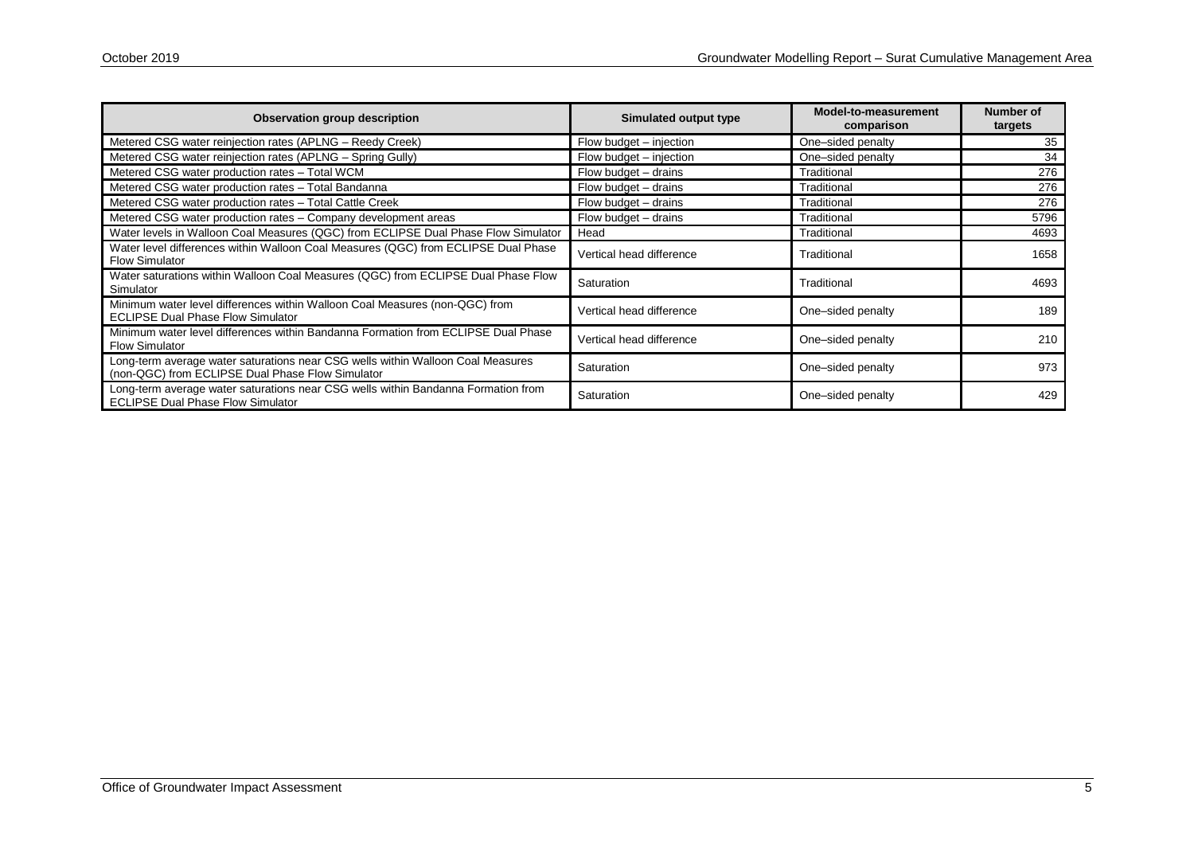| Observation group description | Simulated output type | Model-to-measurement comparison | Number of targets |
|---|---|---|---|
| Metered CSG water reinjection rates (APLNG – Reedy Creek) | Flow budget – injection | One–sided penalty | 35 |
| Metered CSG water reinjection rates (APLNG – Spring Gully) | Flow budget – injection | One–sided penalty | 34 |
| Metered CSG water production rates – Total WCM | Flow budget – drains | Traditional | 276 |
| Metered CSG water production rates – Total Bandanna | Flow budget – drains | Traditional | 276 |
| Metered CSG water production rates – Total Cattle Creek | Flow budget – drains | Traditional | 276 |
| Metered CSG water production rates – Company development areas | Flow budget – drains | Traditional | 5796 |
| Water levels in Walloon Coal Measures (QGC) from ECLIPSE Dual Phase Flow Simulator | Head | Traditional | 4693 |
| Water level differences within Walloon Coal Measures (QGC) from ECLIPSE Dual Phase Flow Simulator | Vertical head difference | Traditional | 1658 |
| Water saturations within Walloon Coal Measures (QGC) from ECLIPSE Dual Phase Flow Simulator | Saturation | Traditional | 4693 |
| Minimum water level differences within Walloon Coal Measures (non-QGC) from ECLIPSE Dual Phase Flow Simulator | Vertical head difference | One–sided penalty | 189 |
| Minimum water level differences within Bandanna Formation from ECLIPSE Dual Phase Flow Simulator | Vertical head difference | One–sided penalty | 210 |
| Long-term average water saturations near CSG wells within Walloon Coal Measures (non-QGC) from ECLIPSE Dual Phase Flow Simulator | Saturation | One–sided penalty | 973 |
| Long-term average water saturations near CSG wells within Bandanna Formation from ECLIPSE Dual Phase Flow Simulator | Saturation | One–sided penalty | 429 |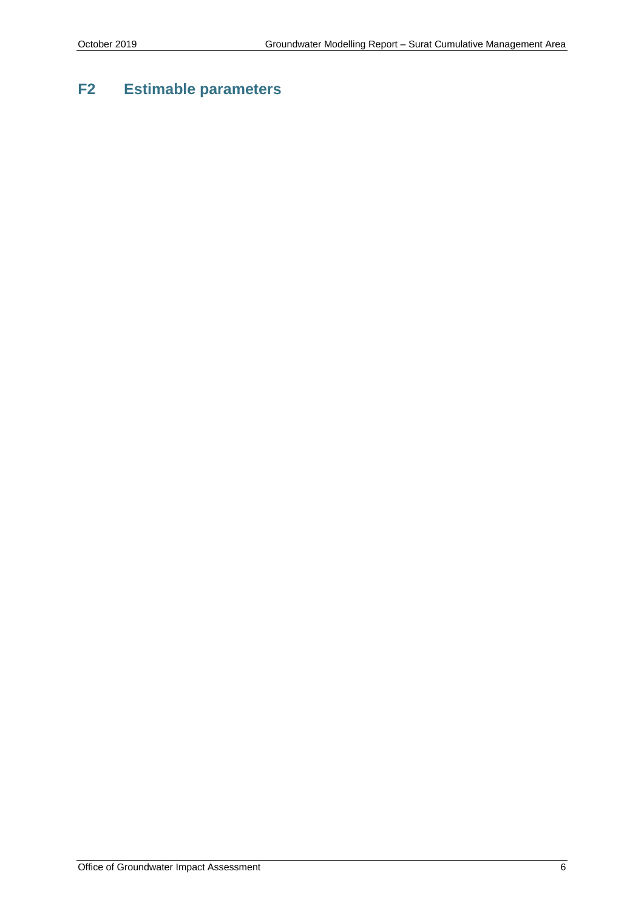## F2 Estimable parameters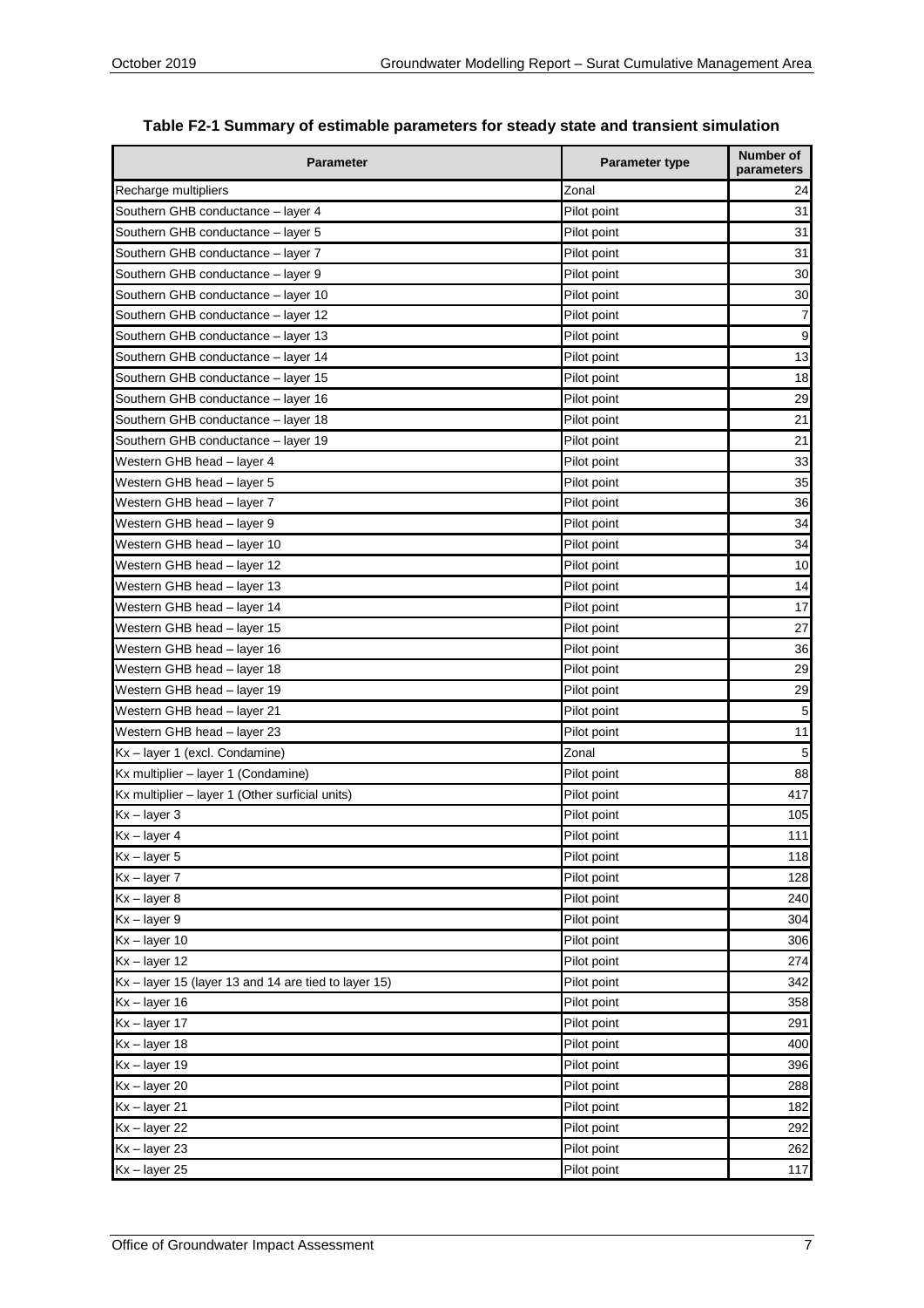**Table F2-1 Summary of estimable parameters for steady state and transient simulation**

| Parameter | Parameter type | Number of parameters |
|---|---|---|
| Recharge multipliers | Zonal | 24 |
| Southern GHB conductance – layer 4 | Pilot point | 31 |
| Southern GHB conductance – layer 5 | Pilot point | 31 |
| Southern GHB conductance – layer 7 | Pilot point | 31 |
| Southern GHB conductance – layer 9 | Pilot point | 30 |
| Southern GHB conductance – layer 10 | Pilot point | 30 |
| Southern GHB conductance – layer 12 | Pilot point | 7 |
| Southern GHB conductance – layer 13 | Pilot point | 9 |
| Southern GHB conductance – layer 14 | Pilot point | 13 |
| Southern GHB conductance – layer 15 | Pilot point | 18 |
| Southern GHB conductance – layer 16 | Pilot point | 29 |
| Southern GHB conductance – layer 18 | Pilot point | 21 |
| Southern GHB conductance – layer 19 | Pilot point | 21 |
| Western GHB head – layer 4 | Pilot point | 33 |
| Western GHB head – layer 5 | Pilot point | 35 |
| Western GHB head – layer 7 | Pilot point | 36 |
| Western GHB head – layer 9 | Pilot point | 34 |
| Western GHB head – layer 10 | Pilot point | 34 |
| Western GHB head – layer 12 | Pilot point | 10 |
| Western GHB head – layer 13 | Pilot point | 14 |
| Western GHB head – layer 14 | Pilot point | 17 |
| Western GHB head – layer 15 | Pilot point | 27 |
| Western GHB head – layer 16 | Pilot point | 36 |
| Western GHB head – layer 18 | Pilot point | 29 |
| Western GHB head – layer 19 | Pilot point | 29 |
| Western GHB head – layer 21 | Pilot point | 5 |
| Western GHB head – layer 23 | Pilot point | 11 |
| Kx – layer 1 (excl. Condamine) | Zonal | 5 |
| Kx multiplier – layer 1 (Condamine) | Pilot point | 88 |
| Kx multiplier – layer 1 (Other surficial units) | Pilot point | 417 |
| Kx – layer 3 | Pilot point | 105 |
| Kx – layer 4 | Pilot point | 111 |
| Kx – layer 5 | Pilot point | 118 |
| Kx – layer 7 | Pilot point | 128 |
| Kx – layer 8 | Pilot point | 240 |
| Kx – layer 9 | Pilot point | 304 |
| Kx – layer 10 | Pilot point | 306 |
| Kx – layer 12 | Pilot point | 274 |
| Kx – layer 15 (layer 13 and 14 are tied to layer 15) | Pilot point | 342 |
| Kx – layer 16 | Pilot point | 358 |
| Kx – layer 17 | Pilot point | 291 |
| Kx – layer 18 | Pilot point | 400 |
| Kx – layer 19 | Pilot point | 396 |
| Kx – layer 20 | Pilot point | 288 |
| Kx – layer 21 | Pilot point | 182 |
| Kx – layer 22 | Pilot point | 292 |
| Kx – layer 23 | Pilot point | 262 |
| Kx – layer 25 | Pilot point | 117 |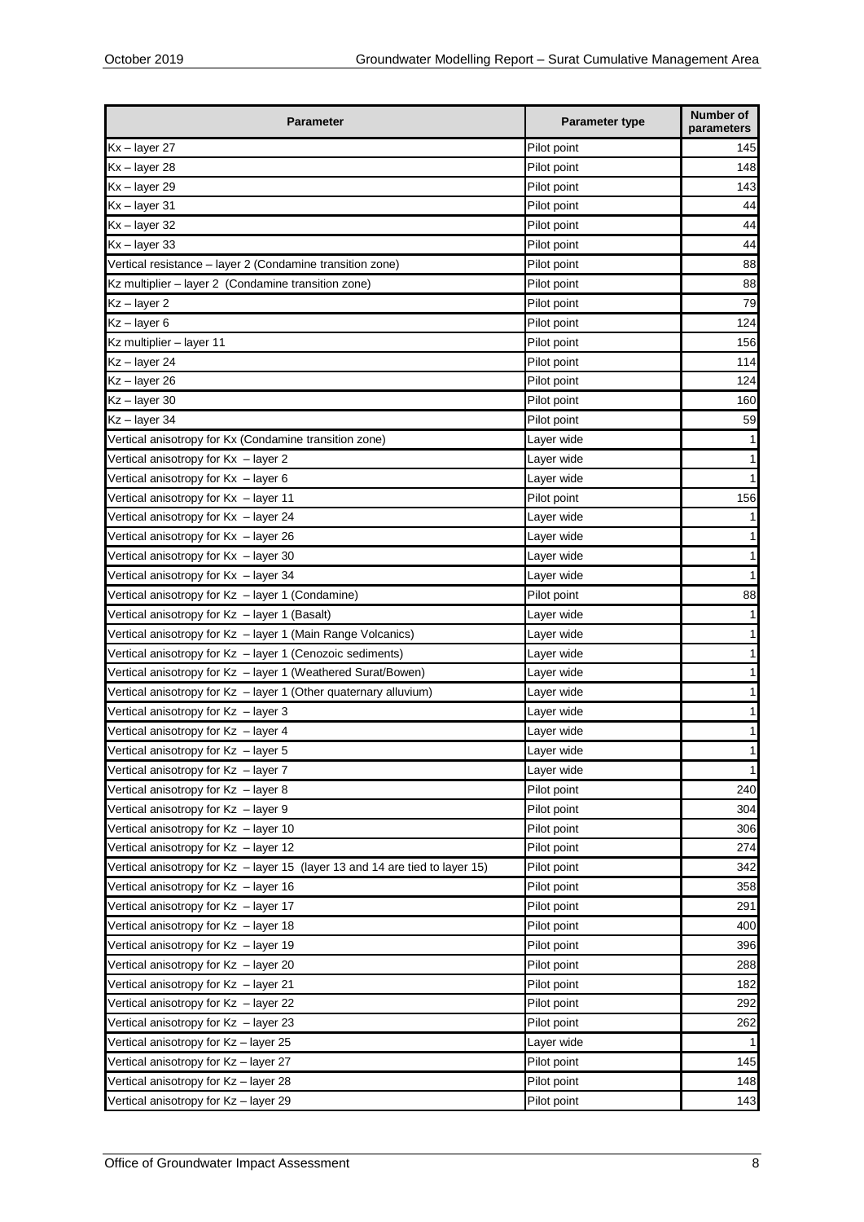| Parameter | Parameter type | Number of parameters |
| --- | --- | --- |
| Kx – layer 27 | Pilot point | 145 |
| Kx – layer 28 | Pilot point | 148 |
| Kx – layer 29 | Pilot point | 143 |
| Kx – layer 31 | Pilot point | 44 |
| Kx – layer 32 | Pilot point | 44 |
| Kx – layer 33 | Pilot point | 44 |
| Vertical resistance – layer 2 (Condamine transition zone) | Pilot point | 88 |
| Kz multiplier – layer 2 (Condamine transition zone) | Pilot point | 88 |
| Kz – layer 2 | Pilot point | 79 |
| Kz – layer 6 | Pilot point | 124 |
| Kz multiplier – layer 11 | Pilot point | 156 |
| Kz – layer 24 | Pilot point | 114 |
| Kz – layer 26 | Pilot point | 124 |
| Kz – layer 30 | Pilot point | 160 |
| Kz – layer 34 | Pilot point | 59 |
| Vertical anisotropy for Kx (Condamine transition zone) | Layer wide | 1 |
| Vertical anisotropy for Kx – layer 2 | Layer wide | 1 |
| Vertical anisotropy for Kx – layer 6 | Layer wide | 1 |
| Vertical anisotropy for Kx – layer 11 | Pilot point | 156 |
| Vertical anisotropy for Kx – layer 24 | Layer wide | 1 |
| Vertical anisotropy for Kx – layer 26 | Layer wide | 1 |
| Vertical anisotropy for Kx – layer 30 | Layer wide | 1 |
| Vertical anisotropy for Kx – layer 34 | Layer wide | 1 |
| Vertical anisotropy for Kz – layer 1 (Condamine) | Pilot point | 88 |
| Vertical anisotropy for Kz – layer 1 (Basalt) | Layer wide | 1 |
| Vertical anisotropy for Kz – layer 1 (Main Range Volcanics) | Layer wide | 1 |
| Vertical anisotropy for Kz – layer 1 (Cenozoic sediments) | Layer wide | 1 |
| Vertical anisotropy for Kz – layer 1 (Weathered Surat/Bowen) | Layer wide | 1 |
| Vertical anisotropy for Kz – layer 1 (Other quaternary alluvium) | Layer wide | 1 |
| Vertical anisotropy for Kz – layer 3 | Layer wide | 1 |
| Vertical anisotropy for Kz – layer 4 | Layer wide | 1 |
| Vertical anisotropy for Kz – layer 5 | Layer wide | 1 |
| Vertical anisotropy for Kz – layer 7 | Layer wide | 1 |
| Vertical anisotropy for Kz – layer 8 | Pilot point | 240 |
| Vertical anisotropy for Kz – layer 9 | Pilot point | 304 |
| Vertical anisotropy for Kz – layer 10 | Pilot point | 306 |
| Vertical anisotropy for Kz – layer 12 | Pilot point | 274 |
| Vertical anisotropy for Kz – layer 15 (layer 13 and 14 are tied to layer 15) | Pilot point | 342 |
| Vertical anisotropy for Kz – layer 16 | Pilot point | 358 |
| Vertical anisotropy for Kz – layer 17 | Pilot point | 291 |
| Vertical anisotropy for Kz – layer 18 | Pilot point | 400 |
| Vertical anisotropy for Kz – layer 19 | Pilot point | 396 |
| Vertical anisotropy for Kz – layer 20 | Pilot point | 288 |
| Vertical anisotropy for Kz – layer 21 | Pilot point | 182 |
| Vertical anisotropy for Kz – layer 22 | Pilot point | 292 |
| Vertical anisotropy for Kz – layer 23 | Pilot point | 262 |
| Vertical anisotropy for Kz – layer 25 | Layer wide | 1 |
| Vertical anisotropy for Kz – layer 27 | Pilot point | 145 |
| Vertical anisotropy for Kz – layer 28 | Pilot point | 148 |
| Vertical anisotropy for Kz – layer 29 | Pilot point | 143 |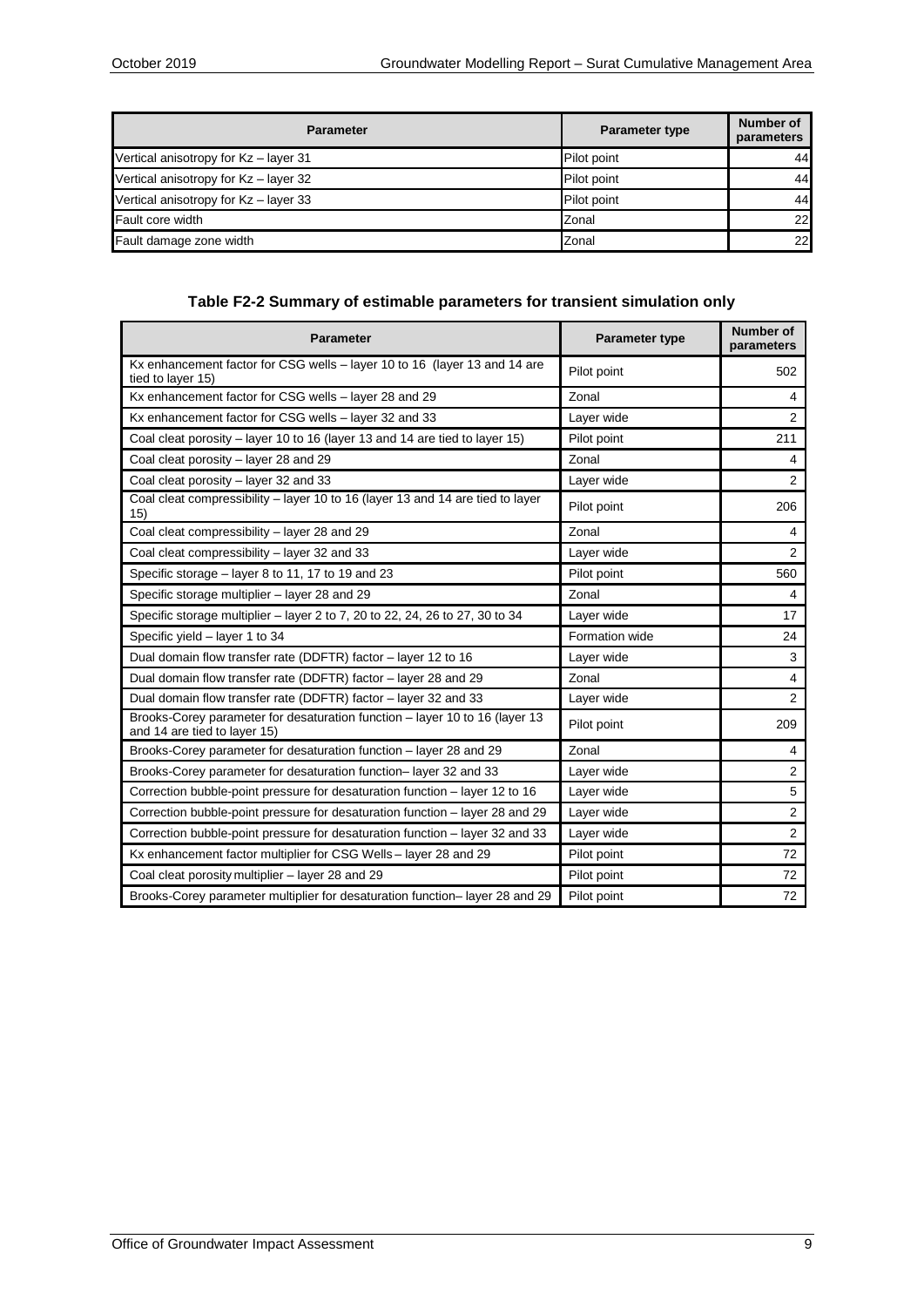| Parameter | Parameter type | Number of parameters |
|---|---|---|
| Vertical anisotropy for Kz – layer 31 | Pilot point | 44 |
| Vertical anisotropy for Kz – layer 32 | Pilot point | 44 |
| Vertical anisotropy for Kz – layer 33 | Pilot point | 44 |
| Fault core width | Zonal | 22 |
| Fault damage zone width | Zonal | 22 |

**Table F2-2 Summary of estimable parameters for transient simulation only**

| Parameter | Parameter type | Number of parameters |
|---|---|---|
| Kx enhancement factor for CSG wells – layer 10 to 16 (layer 13 and 14 are tied to layer 15) | Pilot point | 502 |
| Kx enhancement factor for CSG wells – layer 28 and 29 | Zonal | 4 |
| Kx enhancement factor for CSG wells – layer 32 and 33 | Layer wide | 2 |
| Coal cleat porosity – layer 10 to 16 (layer 13 and 14 are tied to layer 15) | Pilot point | 211 |
| Coal cleat porosity – layer 28 and 29 | Zonal | 4 |
| Coal cleat porosity – layer 32 and 33 | Layer wide | 2 |
| Coal cleat compressibility – layer 10 to 16 (layer 13 and 14 are tied to layer 15) | Pilot point | 206 |
| Coal cleat compressibility – layer 28 and 29 | Zonal | 4 |
| Coal cleat compressibility – layer 32 and 33 | Layer wide | 2 |
| Specific storage – layer 8 to 11, 17 to 19 and 23 | Pilot point | 560 |
| Specific storage multiplier – layer 28 and 29 | Zonal | 4 |
| Specific storage multiplier – layer 2 to 7, 20 to 22, 24, 26 to 27, 30 to 34 | Layer wide | 17 |
| Specific yield – layer 1 to 34 | Formation wide | 24 |
| Dual domain flow transfer rate (DDFTR) factor – layer 12 to 16 | Layer wide | 3 |
| Dual domain flow transfer rate (DDFTR) factor – layer 28 and 29 | Zonal | 4 |
| Dual domain flow transfer rate (DDFTR) factor – layer 32 and 33 | Layer wide | 2 |
| Brooks-Corey parameter for desaturation function – layer 10 to 16 (layer 13 and 14 are tied to layer 15) | Pilot point | 209 |
| Brooks-Corey parameter for desaturation function – layer 28 and 29 | Zonal | 4 |
| Brooks-Corey parameter for desaturation function– layer 32 and 33 | Layer wide | 2 |
| Correction bubble-point pressure for desaturation function – layer 12 to 16 | Layer wide | 5 |
| Correction bubble-point pressure for desaturation function – layer 28 and 29 | Layer wide | 2 |
| Correction bubble-point pressure for desaturation function – layer 32 and 33 | Layer wide | 2 |
| Kx enhancement factor multiplier for CSG Wells – layer 28 and 29 | Pilot point | 72 |
| Coal cleat porosity multiplier – layer 28 and 29 | Pilot point | 72 |
| Brooks-Corey parameter multiplier for desaturation function– layer 28 and 29 | Pilot point | 72 |